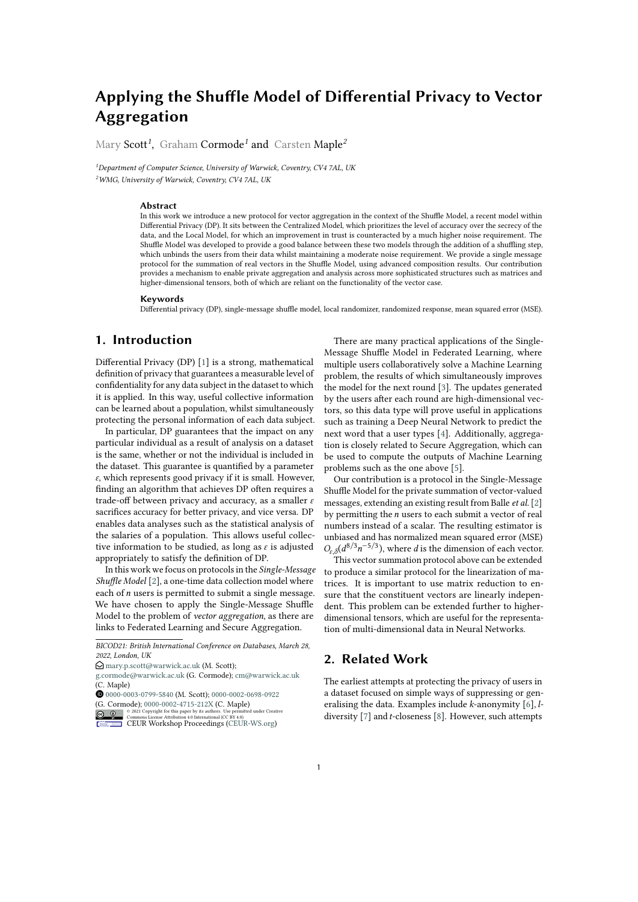# Applying the Shuffle Model of Differential Privacy to Vector Aggregation

Mary Scott[1], Graham Cormode[1] and Carsten Maple[2]

[1]*Department of Computer Science, University of Warwick, Coventry, CV4 7AL, UK*
[2]*WMG, University of Warwick, Coventry, CV4 7AL, UK*

### Abstract

In this work we introduce a new protocol for vector aggregation in the context of the Shuffle Model, a recent model within Differential Privacy (DP). It sits between the Centralized Model, which prioritizes the level of accuracy over the secrecy of the data, and the Local Model, for which an improvement in trust is counteracted by a much higher noise requirement. The Shuffle Model was developed to provide a good balance between these two models through the addition of a shuffling step, which unbinds the users from their data whilst maintaining a moderate noise requirement. We provide a single message protocol for the summation of real vectors in the Shuffle Model, using advanced composition results. Our contribution provides a mechanism to enable private aggregation and analysis across more sophisticated structures such as matrices and higher-dimensional tensors, both of which are reliant on the functionality of the vector case.

### Keywords

Differential privacy (DP), single-message shuffle model, local randomizer, randomized response, mean squared error (MSE).

## 1. Introduction

Differential Privacy (DP) [1] is a strong, mathematical definition of privacy that guarantees a measurable level of confidentiality for any data subject in the dataset to which it is applied. In this way, useful collective information can be learned about a population, whilst simultaneously protecting the personal information of each data subject.

In particular, DP guarantees that the impact on any particular individual as a result of analysis on a dataset is the same, whether or not the individual is included in the dataset. This guarantee is quantified by a parameter $\varepsilon$, which represents good privacy if it is small. However, finding an algorithm that achieves DP often requires a trade-off between privacy and accuracy, as a smaller $\varepsilon$ sacrifices accuracy for better privacy, and vice versa. DP enables data analyses such as the statistical analysis of the salaries of a population. This allows useful collective information to be studied, as long as $\varepsilon$ is adjusted appropriately to satisfy the definition of DP.

In this work we focus on protocols in the *Single-Message Shuffle Model* [2], a one-time data collection model where each of $n$ users is permitted to submit a single message. We have chosen to apply the Single-Message Shuffle Model to the problem of *vector aggregation*, as there are links to Federated Learning and Secure Aggregation.

There are many practical applications of the Single-Message Shuffle Model in Federated Learning, where multiple users collaboratively solve a Machine Learning problem, the results of which simultaneously improves the model for the next round [3]. The updates generated by the users after each round are high-dimensional vectors, so this data type will prove useful in applications such as training a Deep Neural Network to predict the next word that a user types [4]. Additionally, aggregation is closely related to Secure Aggregation, which can be used to compute the outputs of Machine Learning problems such as the one above [5].

Our contribution is a protocol in the Single-Message Shuffle Model for the private summation of vector-valued messages, extending an existing result from Balle *et al.* [2] by permitting the $n$ users to each submit a vector of real numbers instead of a scalar. The resulting estimator is unbiased and has normalized mean squared error (MSE) $O_{\varepsilon,\delta}(d^{8/3}n^{-5/3})$, where $d$ is the dimension of each vector.

This vector summation protocol above can be extended to produce a similar protocol for the linearization of matrices. It is important to use matrix reduction to ensure that the constituent vectors are linearly independent. This problem can be extended further to higher-dimensional tensors, which are useful for the representation of multi-dimensional data in Neural Networks.

## 2. Related Work

The earliest attempts at protecting the privacy of users in a dataset focused on simple ways of suppressing or generalising the data. Examples include $k$-anonymity [6], $l$-diversity [7] and $t$-closeness [8]. However, such attempts

---

*BICOD21: British International Conference on Databases, March 28, 2022, London, UK*
mary.p.scott@warwick.ac.uk (M. Scott); g.cormode@warwick.ac.uk (G. Cormode); cm@warwick.ac.uk (C. Maple)
0000-0003-0799-5840 (M. Scott); 0000-0002-0698-0922 (G. Cormode); 0000-0002-4715-212X (C. Maple)
© 2021 Copyright for this paper by its authors. Use permitted under Creative Commons License Attribution 4.0 International (CC BY 4.0).
CEUR Workshop Proceedings (CEUR-WS.org)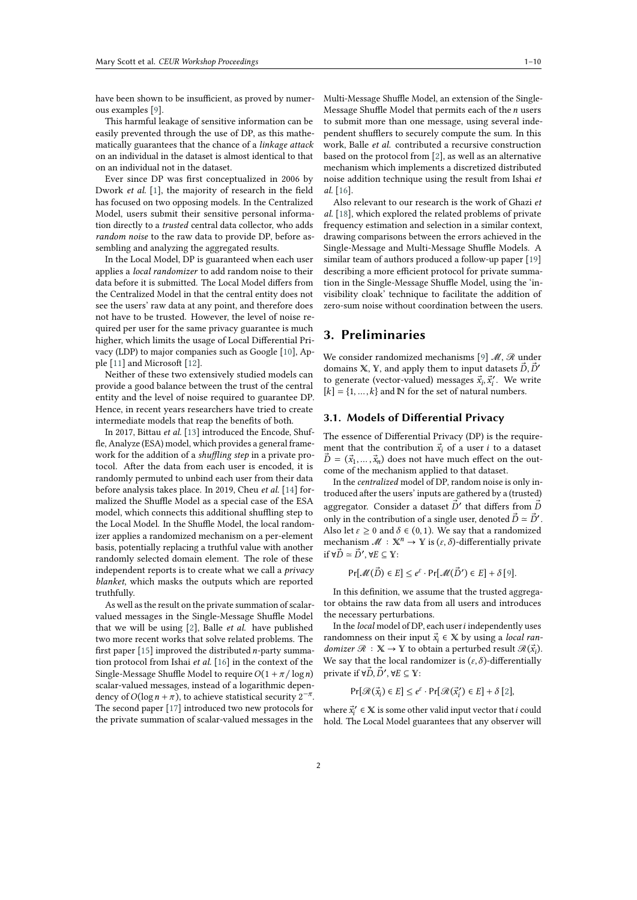have been shown to be insufficient, as proved by numerous examples [9].

This harmful leakage of sensitive information can be easily prevented through the use of DP, as this mathematically guarantees that the chance of a *linkage attack* on an individual in the dataset is almost identical to that on an individual not in the dataset.

Ever since DP was first conceptualized in 2006 by Dwork *et al.* [1], the majority of research in the field has focused on two opposing models. In the Centralized Model, users submit their sensitive personal information directly to a *trusted* central data collector, who adds *random noise* to the raw data to provide DP, before assembling and analyzing the aggregated results.

In the Local Model, DP is guaranteed when each user applies a *local randomizer* to add random noise to their data before it is submitted. The Local Model differs from the Centralized Model in that the central entity does not see the users' raw data at any point, and therefore does not have to be trusted. However, the level of noise required per user for the same privacy guarantee is much higher, which limits the usage of Local Differential Privacy (LDP) to major companies such as Google [10], Apple [11] and Microsoft [12].

Neither of these two extensively studied models can provide a good balance between the trust of the central entity and the level of noise required to guarantee DP. Hence, in recent years researchers have tried to create intermediate models that reap the benefits of both.

In 2017, Bittau *et al.* [13] introduced the Encode, Shuffle, Analyze (ESA) model, which provides a general framework for the addition of a *shuffling step* in a private protocol. After the data from each user is encoded, it is randomly permuted to unbind each user from their data before analysis takes place. In 2019, Cheu *et al.* [14] formalized the Shuffle Model as a special case of the ESA model, which connects this additional shuffling step to the Local Model. In the Shuffle Model, the local randomizer applies a randomized mechanism on a per-element basis, potentially replacing a truthful value with another randomly selected domain element. The role of these independent reports is to create what we call a *privacy blanket*, which masks the outputs which are reported truthfully.

As well as the result on the private summation of scalar-valued messages in the Single-Message Shuffle Model that we will be using [2], Balle *et al.* have published two more recent works that solve related problems. The first paper [15] improved the distributed $n$-party summation protocol from Ishai *et al.* [16] in the context of the Single-Message Shuffle Model to require $O(1 + \pi / \log n)$ scalar-valued messages, instead of a logarithmic dependency of $O(\log n + \pi)$, to achieve statistical security $2^{-\pi}$. The second paper [17] introduced two new protocols for the private summation of scalar-valued messages in the Multi-Message Shuffle Model, an extension of the Single-Message Shuffle Model that permits each of the $n$ users to submit more than one message, using several independent shufflers to securely compute the sum. In this work, Balle *et al.* contributed a recursive construction based on the protocol from [2], as well as an alternative mechanism which implements a discretized distributed noise addition technique using the result from Ishai *et al.* [16].

Also relevant to our research is the work of Ghazi *et al.* [18], which explored the related problems of private frequency estimation and selection in a similar context, drawing comparisons between the errors achieved in the Single-Message and Multi-Message Shuffle Models. A similar team of authors produced a follow-up paper [19] describing a more efficient protocol for private summation in the Single-Message Shuffle Model, using the 'invisibility cloak' technique to facilitate the addition of zero-sum noise without coordination between the users.

## 3. Preliminaries

We consider randomized mechanisms [9] $\mathcal{M}, \mathcal{R}$ under domains $\mathbb{X}, \mathbb{Y}$, and apply them to input datasets $\vec{D}, \vec{D}'$ to generate (vector-valued) messages $\vec{x}_i, \vec{x}_i'$. We write $[k] = \{1, \dots, k\}$ and $\mathbb{N}$ for the set of natural numbers.

### 3.1. Models of Differential Privacy

The essence of Differential Privacy (DP) is the requirement that the contribution $\vec{x}_i$ of a user $i$ to a dataset $\vec{D} = (\vec{x}_1, \dots, \vec{x}_n)$ does not have much effect on the outcome of the mechanism applied to that dataset.

In the *centralized* model of DP, random noise is only introduced after the users' inputs are gathered by a (trusted) aggregator. Consider a dataset $\vec{D}'$ that differs from $\vec{D}$ only in the contribution of a single user, denoted $\vec{D} \simeq \vec{D}'$. Also let $\varepsilon \geq 0$ and $\delta \in (0, 1)$. We say that a randomized mechanism $\mathcal{M} : \mathbb{X}^n \to \mathbb{Y}$ is $(\varepsilon, \delta)$-differentially private if $\forall \vec{D} \simeq \vec{D}', \forall E \subseteq \mathbb{Y}$:

$$\Pr[\mathcal{M}(\vec{D}) \in E] \leq e^{\varepsilon} \cdot \Pr[\mathcal{M}(\vec{D}') \in E] + \delta \, [9].$$

In this definition, we assume that the trusted aggregator obtains the raw data from all users and introduces the necessary perturbations.

In the *local* model of DP, each user $i$ independently uses randomness on their input $\vec{x}_i \in \mathbb{X}$ by using a *local randomizer* $\mathcal{R} : \mathbb{X} \to \mathbb{Y}$ to obtain a perturbed result $\mathcal{R}(\vec{x}_i)$. We say that the local randomizer is $(\varepsilon, \delta)$-differentially private if $\forall \vec{D}, \vec{D}', \forall E \subseteq \mathbb{Y}$:

$$\Pr[\mathcal{R}(\vec{x}_i) \in E] \leq e^{\varepsilon} \cdot \Pr[\mathcal{R}(\vec{x}_i') \in E] + \delta \, [2],$$

where $\vec{x}_i' \in \mathbb{X}$ is some other valid input vector that $i$ could hold. The Local Model guarantees that any observer will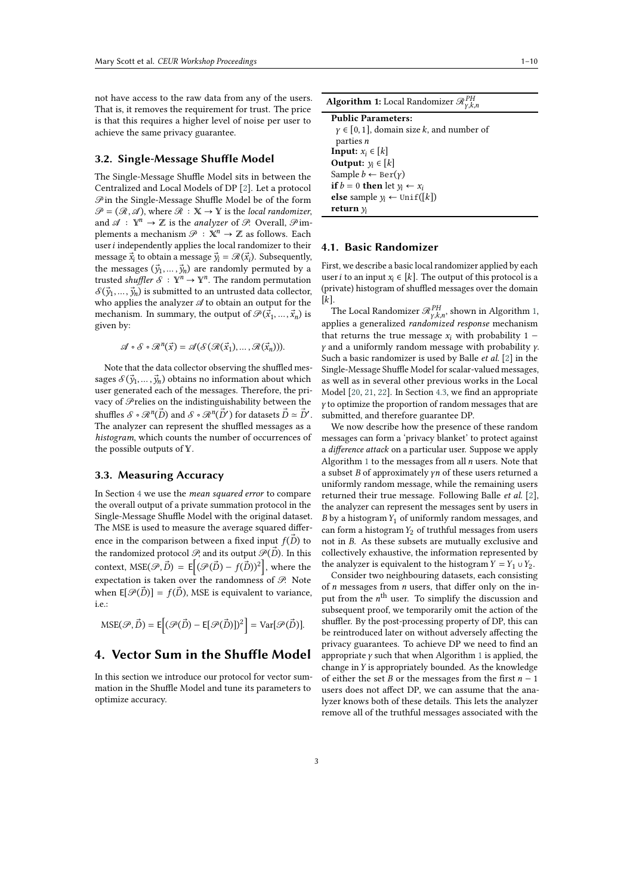not have access to the raw data from any of the users. That is, it removes the requirement for trust. The price is that this requires a higher level of noise per user to achieve the same privacy guarantee.

### 3.2. Single-Message Shuffle Model

The Single-Message Shuffle Model sits in between the Centralized and Local Models of DP [2]. Let a protocol $\mathscr{P}$ in the Single-Message Shuffle Model be of the form $\mathscr{P} = (\mathscr{R}, \mathscr{A})$, where $\mathscr{R} : \mathbb{X} \to \mathbb{Y}$ is the *local randomizer*, and $\mathscr{A} : \mathbb{Y}^n \to \mathbb{Z}$ is the *analyzer* of $\mathscr{P}$. Overall, $\mathscr{P}$ implements a mechanism $\mathscr{P} : \mathbb{X}^n \to \mathbb{Z}$ as follows. Each user $i$ independently applies the local randomizer to their message $\vec{x}_i$ to obtain a message $\vec{y}_i = \mathscr{R}(\vec{x}_i)$. Subsequently, the messages $(\vec{y}_1, \ldots, \vec{y}_n)$ are randomly permuted by a trusted *shuffler* $\mathscr{S} : \mathbb{Y}^n \to \mathbb{Y}^n$. The random permutation $\mathscr{S}(\vec{y}_1, \ldots, \vec{y}_n)$ is submitted to an untrusted data collector, who applies the analyzer $\mathscr{A}$ to obtain an output for the mechanism. In summary, the output of $\mathscr{P}(\vec{x}_1, \ldots, \vec{x}_n)$ is given by:

$$\mathscr{A} \circ \mathscr{S} \circ \mathscr{R}^n(\vec{x}) = \mathscr{A}(\mathscr{S}(\mathscr{R}(\vec{x}_1), \ldots, \mathscr{R}(\vec{x}_n))).$$

Note that the data collector observing the shuffled messages $\mathscr{S}(\vec{y}_1, \ldots, \vec{y}_n)$ obtains no information about which user generated each of the messages. Therefore, the privacy of $\mathscr{P}$ relies on the indistinguishability between the shuffles $\mathscr{S} \circ \mathscr{R}^n(\vec{D})$ and $\mathscr{S} \circ \mathscr{R}^n(\vec{D}')$ for datasets $\vec{D} \simeq \vec{D}'$. The analyzer can represent the shuffled messages as a *histogram*, which counts the number of occurrences of the possible outputs of $\mathbb{Y}$.

### 3.3. Measuring Accuracy

In Section 4 we use the *mean squared error* to compare the overall output of a private summation protocol in the Single-Message Shuffle Model with the original dataset. The MSE is used to measure the average squared difference in the comparison between a fixed input $f(\vec{D})$ to the randomized protocol $\mathscr{P}$, and its output $\mathscr{P}(\vec{D})$. In this context, $\mathrm{MSE}(\mathscr{P}, \vec{D}) = \mathsf{E}\Big[(\mathscr{P}(\vec{D}) - f(\vec{D}))^2\Big]$, where the expectation is taken over the randomness of $\mathscr{P}$. Note when $\mathsf{E}[\mathscr{P}(\vec{D})] = f(\vec{D})$, MSE is equivalent to variance, i.e.:

$$\mathrm{MSE}(\mathscr{P}, \vec{D}) = \mathsf{E}\Big[(\mathscr{P}(\vec{D}) - \mathsf{E}[\mathscr{P}(\vec{D})])^2\Big] = \mathrm{Var}[\mathscr{P}(\vec{D})].$$

## 4. Vector Sum in the Shuffle Model

In this section we introduce our protocol for vector summation in the Shuffle Model and tune its parameters to optimize accuracy.

**Algorithm 1:** Local Randomizer $\mathscr{R}^{PH}_{\gamma,k,n}$

**Public Parameters:**
 $\gamma \in [0,1]$, domain size $k$, and number of parties $n$
**Input:** $x_i \in [k]$
**Output:** $y_i \in [k]$
Sample $b \leftarrow \mathrm{Ber}(\gamma)$
**if** $b = 0$ **then** let $y_i \leftarrow x_i$
**else** sample $y_i \leftarrow \mathtt{Unif}([k])$
**return** $y_i$

### 4.1. Basic Randomizer

First, we describe a basic local randomizer applied by each user $i$ to an input $x_i \in [k]$. The output of this protocol is a (private) histogram of shuffled messages over the domain $[k]$.

The Local Randomizer $\mathscr{R}^{PH}_{\gamma,k,n}$, shown in Algorithm 1, applies a generalized *randomized response* mechanism that returns the true message $x_i$ with probability $1 - \gamma$ and a uniformly random message with probability $\gamma$. Such a basic randomizer is used by Balle *et al.* [2] in the Single-Message Shuffle Model for scalar-valued messages, as well as in several other previous works in the Local Model [20, 21, 22]. In Section 4.3, we find an appropriate $\gamma$ to optimize the proportion of random messages that are submitted, and therefore guarantee DP.

We now describe how the presence of these random messages can form a 'privacy blanket' to protect against a *difference attack* on a particular user. Suppose we apply Algorithm 1 to the messages from all $n$ users. Note that a subset $B$ of approximately $\gamma n$ of these users returned a uniformly random message, while the remaining users returned their true message. Following Balle *et al.* [2], the analyzer can represent the messages sent by users in $B$ by a histogram $Y_1$ of uniformly random messages, and can form a histogram $Y_2$ of truthful messages from users not in $B$. As these subsets are mutually exclusive and collectively exhaustive, the information represented by the analyzer is equivalent to the histogram $Y = Y_1 \cup Y_2$.

Consider two neighbouring datasets, each consisting of $n$ messages from $n$ users, that differ only on the input from the $n^{\text{th}}$ user. To simplify the discussion and subsequent proof, we temporarily omit the action of the shuffler. By the post-processing property of DP, this can be reintroduced later on without adversely affecting the privacy guarantees. To achieve DP we need to find an appropriate $\gamma$ such that when Algorithm 1 is applied, the change in $Y$ is appropriately bounded. As the knowledge of either the set $B$ or the messages from the first $n - 1$ users does not affect DP, we can assume that the analyzer knows both of these details. This lets the analyzer remove all of the truthful messages associated with the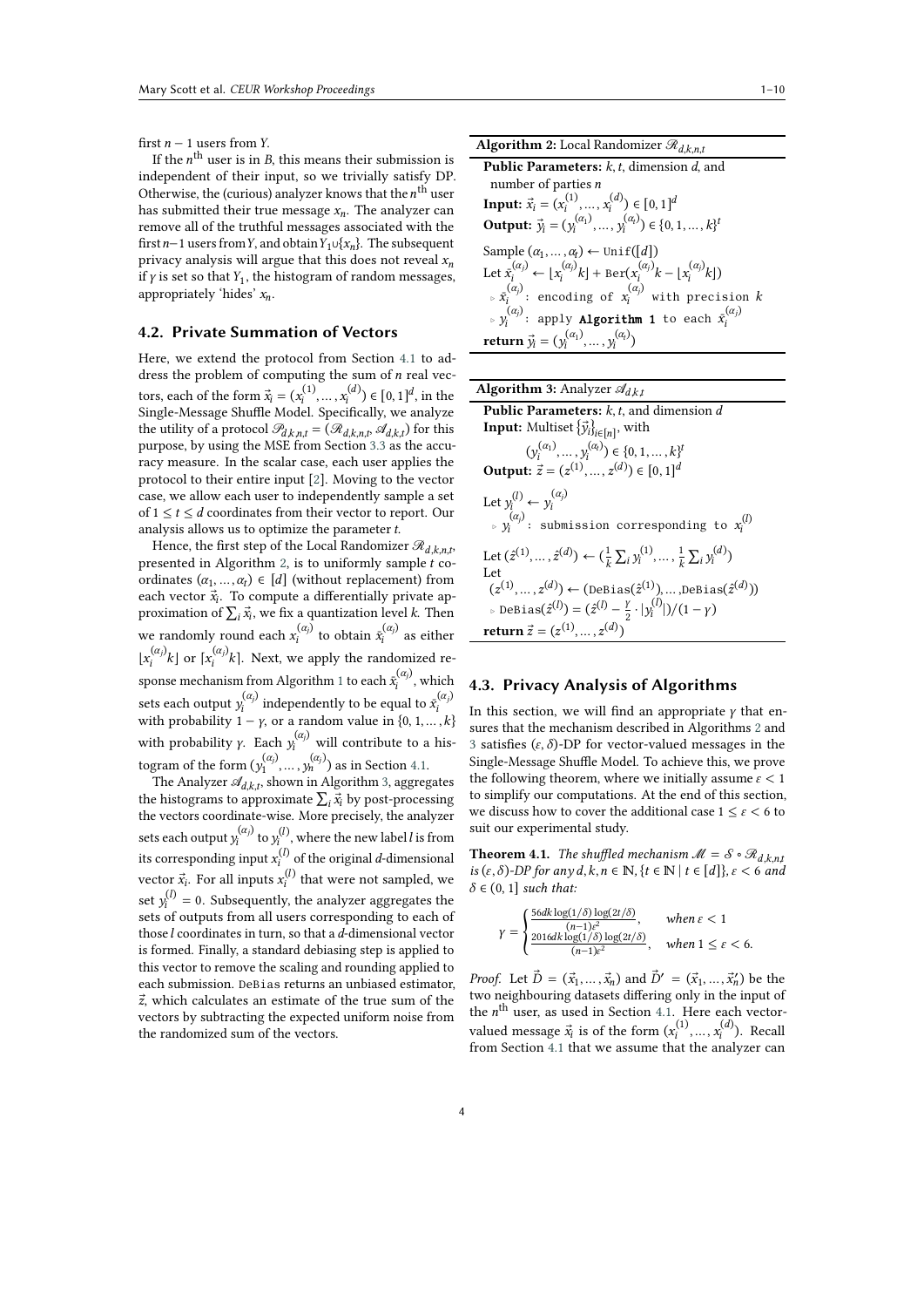first $n-1$ users from $Y$.

If the $n^{\text{th}}$ user is in $B$, this means their submission is independent of their input, so we trivially satisfy DP. Otherwise, the (curious) analyzer knows that the $n^{\text{th}}$ user has submitted their true message $x_n$. The analyzer can remove all of the truthful messages associated with the first $n-1$ users from $Y$, and obtain $Y_1 \cup \{x_n\}$. The subsequent privacy analysis will argue that this does not reveal $x_n$ if $\gamma$ is set so that $Y_1$, the histogram of random messages, appropriately 'hides' $x_n$.

### 4.2. Private Summation of Vectors

Here, we extend the protocol from Section 4.1 to address the problem of computing the sum of $n$ real vectors, each of the form $\vec{x}_i = (x_i^{(1)}, \dots, x_i^{(d)}) \in [0,1]^d$, in the Single-Message Shuffle Model. Specifically, we analyze the utility of a protocol $\mathcal{P}_{d,k,n,t} = (\mathcal{R}_{d,k,n,t}, \mathcal{A}_{d,k,t})$ for this purpose, by using the MSE from Section 3.3 as the accuracy measure. In the scalar case, each user applies the protocol to their entire input [2]. Moving to the vector case, we allow each user to independently sample a set of $1 \le t \le d$ coordinates from their vector to report. Our analysis allows us to optimize the parameter $t$.

Hence, the first step of the Local Randomizer $\mathcal{R}_{d,k,n,t}$, presented in Algorithm 2, is to uniformly sample $t$ coordinates $(\alpha_1, \dots, \alpha_t) \in [d]$ (without replacement) from each vector $\vec{x}_i$. To compute a differentially private approximation of $\sum_i \vec{x}_i$, we fix a quantization level $k$. Then we randomly round each $x_i^{(\alpha_j)}$ to obtain $\bar{x}_i^{(\alpha_j)}$ as either $\lfloor x_i^{(\alpha_j)} k \rfloor$ or $\lceil x_i^{(\alpha_j)} k \rceil$. Next, we apply the randomized response mechanism from Algorithm 1 to each $\bar{x}_i^{(\alpha_j)}$, which sets each output $y_i^{(\alpha_j)}$ independently to be equal to $\bar{x}_i^{(\alpha_j)}$ with probability $1-\gamma$, or a random value in $\{0, 1, \dots, k\}$ with probability $\gamma$. Each $y_i^{(\alpha_j)}$ will contribute to a histogram of the form $(y_1^{(\alpha_j)}, \dots, y_n^{(\alpha_j)})$ as in Section 4.1.

The Analyzer $\mathcal{A}_{d,k,t}$, shown in Algorithm 3, aggregates the histograms to approximate $\sum_i \vec{x}_i$ by post-processing the vectors coordinate-wise. More precisely, the analyzer sets each output $y_i^{(\alpha_j)}$ to $y_i^{(l)}$, where the new label $l$ is from its corresponding input $x_i^{(l)}$ of the original $d$-dimensional vector $\vec{x}_i$. For all inputs $x_i^{(l)}$ that were not sampled, we set $y_i^{(l)} = 0$. Subsequently, the analyzer aggregates the sets of outputs from all users corresponding to each of those $l$ coordinates in turn, so that a $d$-dimensional vector is formed. Finally, a standard debiasing step is applied to this vector to remove the scaling and rounding applied to each submission. DeBias returns an unbiased estimator, $\vec{z}$, which calculates an estimate of the true sum of the vectors by subtracting the expected uniform noise from the randomized sum of the vectors.

---

**Algorithm 2:** Local Randomizer $\mathcal{R}_{d,k,n,t}$

**Public Parameters:** $k$, $t$, dimension $d$, and number of parties $n$
**Input:** $\vec{x}_i = (x_i^{(1)}, \dots, x_i^{(d)}) \in [0,1]^d$
**Output:** $\vec{y}_i = (y_i^{(\alpha_1)}, \dots, y_i^{(\alpha_t)}) \in \{0, 1, \dots, k\}^t$

Sample $(\alpha_1, \dots, \alpha_t) \leftarrow$ `Unif`$([d])$
Let $\bar{x}_i^{(\alpha_j)} \leftarrow \lfloor x_i^{(\alpha_j)} k \rfloor +$ `Ber`$(x_i^{(\alpha_j)} k - \lfloor x_i^{(\alpha_j)} k \rfloor)$
 ▹ $\bar{x}_i^{(\alpha_j)}$: `encoding of` $x_i^{(\alpha_j)}$ `with precision` $k$
 ▹ $y_i^{(\alpha_j)}$: `apply` **`Algorithm 1`** `to each` $\bar{x}_i^{(\alpha_j)}$
**return** $\vec{y}_i = (y_i^{(\alpha_1)}, \dots, y_i^{(\alpha_t)})$

---

**Algorithm 3:** Analyzer $\mathcal{A}_{d,k,t}$

**Public Parameters:** $k$, $t$, and dimension $d$
**Input:** Multiset $\{\vec{y}_i\}_{i \in [n]}$, with $(y_i^{(\alpha_1)}, \dots, y_i^{(\alpha_t)}) \in \{0, 1, \dots, k\}^t$
**Output:** $\vec{z} = (z^{(1)}, \dots, z^{(d)}) \in [0,1]^d$

Let $y_i^{(l)} \leftarrow y_i^{(\alpha_j)}$
 ▹ $y_i^{(\alpha_j)}$: `submission corresponding to` $x_i^{(l)}$
Let $(\hat{z}^{(1)}, \dots, \hat{z}^{(d)}) \leftarrow (\frac{1}{k}\sum_i y_i^{(1)}, \dots, \frac{1}{k}\sum_i y_i^{(d)})$
Let $(z^{(1)}, \dots, z^{(d)}) \leftarrow$ (`DeBias`$(\hat{z}^{(1)}), \dots,$ `DeBias`$(\hat{z}^{(d)})$)
 ▹ `DeBias`$(\hat{z}^{(l)}) = (\hat{z}^{(l)} - \frac{\gamma}{2} \cdot |y_i^{(l)}|)/(1-\gamma)$
**return** $\vec{z} = (z^{(1)}, \dots, z^{(d)})$

---

### 4.3. Privacy Analysis of Algorithms

In this section, we will find an appropriate $\gamma$ that ensures that the mechanism described in Algorithms 2 and 3 satisfies $(\varepsilon, \delta)$-DP for vector-valued messages in the Single-Message Shuffle Model. To achieve this, we prove the following theorem, where we initially assume $\varepsilon < 1$ to simplify our computations. At the end of this section, we discuss how to cover the additional case $1 \le \varepsilon < 6$ to suit our experimental study.

**Theorem 4.1.** *The shuffled mechanism $\mathcal{M} = \mathcal{S} \circ \mathcal{R}_{d,k,n,t}$ is $(\varepsilon, \delta)$-DP for any $d, k, n \in \mathbb{N}$, $\{t \in \mathbb{N} \mid t \in [d]\}$, $\varepsilon < 6$ and $\delta \in (0,1]$ such that:*

$$\gamma = \begin{cases} \frac{56dk \log(1/\delta) \log(2t/\delta)}{(n-1)\varepsilon^2}, & \text{when } \varepsilon < 1 \\ \frac{2016dk \log(1/\delta) \log(2t/\delta)}{(n-1)\varepsilon^2}, & \text{when } 1 \le \varepsilon < 6. \end{cases}$$

*Proof.* Let $\vec{D} = (\vec{x}_1, \dots, \vec{x}_n)$ and $\vec{D}' = (\vec{x}_1, \dots, \vec{x}_n')$ be the two neighbouring datasets differing only in the input of the $n^{\text{th}}$ user, as used in Section 4.1. Here each vector-valued message $\vec{x}_i$ is of the form $(x_i^{(1)}, \dots, x_i^{(d)})$. Recall from Section 4.1 that we assume that the analyzer can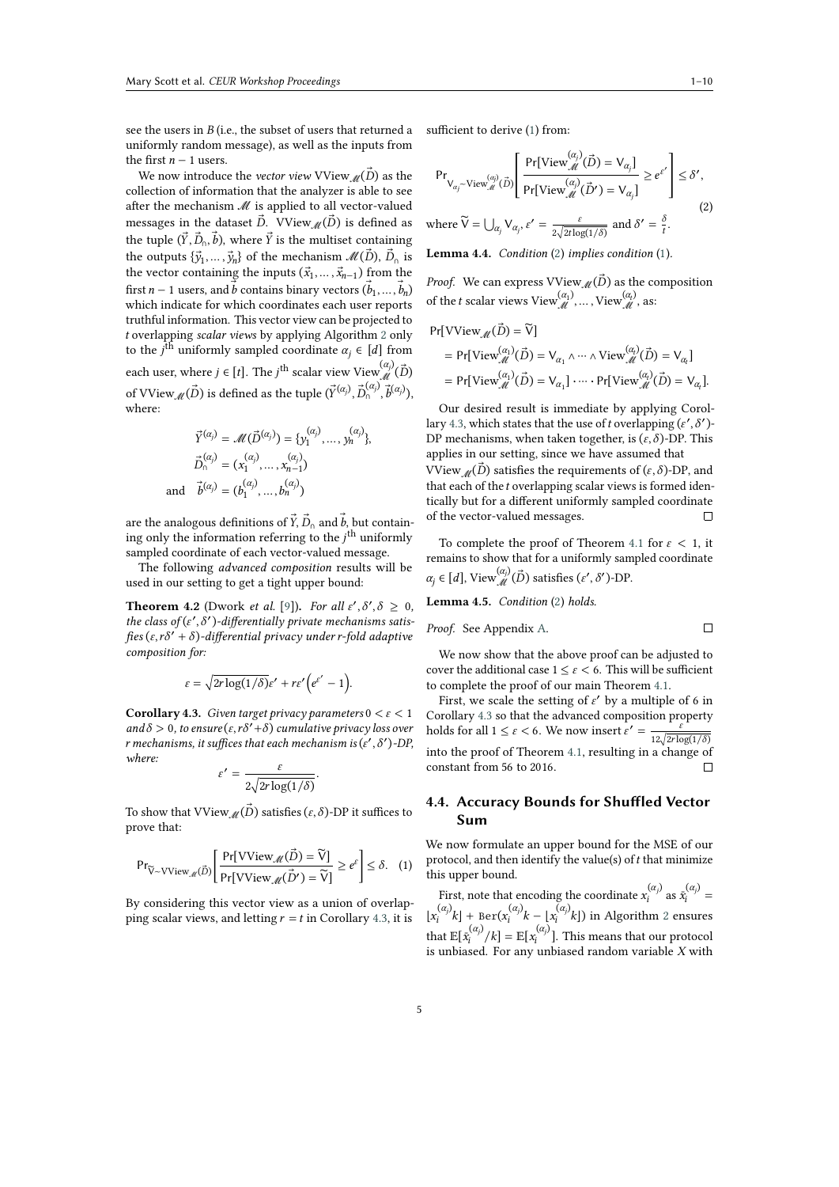see the users in $B$ (i.e., the subset of users that returned a uniformly random message), as well as the inputs from the first $n-1$ users.

We now introduce the *vector view* $\mathrm{VView}_{\mathcal{M}}(\vec{D})$ as the collection of information that the analyzer is able to see after the mechanism $\mathcal{M}$ is applied to all vector-valued messages in the dataset $\vec{D}$. $\mathrm{VView}_{\mathcal{M}}(\vec{D})$ is defined as the tuple $(\vec{Y}, \vec{D}_{\cap}, \vec{b})$, where $\vec{Y}$ is the multiset containing the outputs $\{\vec{y}_1, \dots, \vec{y}_n\}$ of the mechanism $\mathcal{M}(\vec{D})$, $\vec{D}_{\cap}$ is the vector containing the inputs $(\vec{x}_1, \dots, \vec{x}_{n-1})$ from the first $n-1$ users, and $\vec{b}$ contains binary vectors $(\vec{b}_1, \dots, \vec{b}_n)$ which indicate for which coordinates each user reports truthful information. This vector view can be projected to $t$ overlapping *scalar views* by applying Algorithm 2 only to the $j^{\text{th}}$ uniformly sampled coordinate $\alpha_j \in [d]$ from each user, where $j \in [t]$. The $j^{\text{th}}$ scalar view $\mathrm{View}^{(\alpha_j)}_{\mathcal{M}}(\vec{D})$ of $\mathrm{VView}_{\mathcal{M}}(\vec{D})$ is defined as the tuple $(\vec{Y}^{(\alpha_j)}, \vec{D}^{(\alpha_j)}_{\cap}, \vec{b}^{(\alpha_j)})$, where:

$$
\begin{aligned}
\vec{Y}^{(\alpha_j)} &= \mathcal{M}(\vec{D}^{(\alpha_j)}) = \{y_1^{(\alpha_j)}, \dots, y_n^{(\alpha_j)}\}, \\
\vec{D}^{(\alpha_j)}_{\cap} &= (x_1^{(\alpha_j)}, \dots, x_{n-1}^{(\alpha_j)}) \\
\text{and} \quad \vec{b}^{(\alpha_j)} &= (b_1^{(\alpha_j)}, \dots, b_n^{(\alpha_j)})
\end{aligned}
$$

are the analogous definitions of $\vec{Y}$, $\vec{D}_{\cap}$ and $\vec{b}$, but containing only the information referring to the $j^{\text{th}}$ uniformly sampled coordinate of each vector-valued message.

The following *advanced composition* results will be used in our setting to get a tight upper bound:

**Theorem 4.2** (Dwork *et al.* [9]). *For all $\varepsilon', \delta', \delta \geq 0$, the class of $(\varepsilon', \delta')$-differentially private mechanisms satisfies $(\varepsilon, r\delta' + \delta)$-differential privacy under $r$-fold adaptive composition for:*

$$
\varepsilon = \sqrt{2r \log(1/\delta)}\varepsilon' + r\varepsilon'\left(e^{\varepsilon'} - 1\right).
$$

**Corollary 4.3.** *Given target privacy parameters $0 < \varepsilon < 1$ and $\delta > 0$, to ensure $(\varepsilon, r\delta' + \delta)$ cumulative privacy loss over $r$ mechanisms, it suffices that each mechanism is $(\varepsilon', \delta')$-DP, where:*

$$
\varepsilon' = \frac{\varepsilon}{2\sqrt{2r\log(1/\delta)}}.
$$

To show that $\mathrm{VView}_{\mathcal{M}}(\vec{D})$ satisfies $(\varepsilon, \delta)$-DP it suffices to prove that:

$$
\Pr_{\widetilde{\mathrm{V}} \sim \mathrm{VView}_{\mathcal{M}}(\vec{D})}\left[\frac{\Pr[\mathrm{VView}_{\mathcal{M}}(\vec{D}) = \widetilde{\mathrm{V}}]}{\Pr[\mathrm{VView}_{\mathcal{M}}(\vec{D}') = \widetilde{\mathrm{V}}]} \geq e^{\varepsilon}\right] \leq \delta. \quad (1)
$$

By considering this vector view as a union of overlapping scalar views, and letting $r = t$ in Corollary 4.3, it is sufficient to derive (1) from:

$$
\Pr_{\mathrm{V}_{\alpha_j} \sim \mathrm{View}^{(\alpha_j)}_{\mathcal{M}}(\vec{D})}\left[\frac{\Pr[\mathrm{View}^{(\alpha_j)}_{\mathcal{M}}(\vec{D}) = \mathrm{V}_{\alpha_j}]}{\Pr[\mathrm{View}^{(\alpha_j)}_{\mathcal{M}}(\vec{D}') = \mathrm{V}_{\alpha_j}]} \geq e^{\varepsilon'}\right] \leq \delta', \quad (2)
$$

where $\widetilde{\mathrm{V}} = \bigcup_{\alpha_j} \mathrm{V}_{\alpha_j}$, $\varepsilon' = \frac{\varepsilon}{2\sqrt{2t\log(1/\delta)}}$ and $\delta' = \frac{\delta}{t}$.

**Lemma 4.4.** *Condition (2) implies condition (1).*

*Proof.* We can express $\mathrm{VView}_{\mathcal{M}}(\vec{D})$ as the composition of the $t$ scalar views $\mathrm{View}^{(\alpha_1)}_{\mathcal{M}}, \dots, \mathrm{View}^{(\alpha_t)}_{\mathcal{M}}$, as:

$$
\begin{aligned}
&\Pr[\mathrm{VView}_{\mathcal{M}}(\vec{D}) = \widetilde{\mathrm{V}}] \\
&\quad = \Pr[\mathrm{View}^{(\alpha_1)}_{\mathcal{M}}(\vec{D}) = \mathrm{V}_{\alpha_1} \wedge \dots \wedge \mathrm{View}^{(\alpha_t)}_{\mathcal{M}}(\vec{D}) = \mathrm{V}_{\alpha_t}] \\
&\quad = \Pr[\mathrm{View}^{(\alpha_1)}_{\mathcal{M}}(\vec{D}) = \mathrm{V}_{\alpha_1}] \cdot \dots \cdot \Pr[\mathrm{View}^{(\alpha_t)}_{\mathcal{M}}(\vec{D}) = \mathrm{V}_{\alpha_t}].
\end{aligned}
$$

Our desired result is immediate by applying Corollary 4.3, which states that the use of $t$ overlapping $(\varepsilon', \delta')$-DP mechanisms, when taken together, is $(\varepsilon, \delta)$-DP. This applies in our setting, since we have assumed that $\mathrm{VView}_{\mathcal{M}}(\vec{D})$ satisfies the requirements of $(\varepsilon, \delta)$-DP, and that each of the $t$ overlapping scalar views is formed identically but for a different uniformly sampled coordinate of the vector-valued messages. □

To complete the proof of Theorem 4.1 for $\varepsilon < 1$, it remains to show that for a uniformly sampled coordinate $\alpha_j \in [d]$, $\mathrm{View}^{(\alpha_j)}_{\mathcal{M}}(\vec{D})$ satisfies $(\varepsilon', \delta')$-DP.

**Lemma 4.5.** *Condition (2) holds.*

*Proof.* See Appendix A. □

We now show that the above proof can be adjusted to cover the additional case $1 \leq \varepsilon < 6$. This will be sufficient to complete the proof of our main Theorem 4.1.

First, we scale the setting of $\varepsilon'$ by a multiple of 6 in Corollary 4.3 so that the advanced composition property holds for all $1 \leq \varepsilon < 6$. We now insert $\varepsilon' = \frac{\varepsilon}{12\sqrt{2r\log(1/\delta)}}$ into the proof of Theorem 4.1, resulting in a change of constant from 56 to 2016. □

### 4.4. Accuracy Bounds for Shuffled Vector Sum

We now formulate an upper bound for the MSE of our protocol, and then identify the value(s) of $t$ that minimize this upper bound.

First, note that encoding the coordinate $x_i^{(\alpha_j)}$ as $\bar{x}_i^{(\alpha_j)} = \lfloor x_i^{(\alpha_j)} k \rfloor + \mathrm{Ber}(x_i^{(\alpha_j)} k - \lfloor x_i^{(\alpha_j)} k \rfloor)$ in Algorithm 2 ensures that $\mathbb{E}[\bar{x}_i^{(\alpha_j)}/k] = \mathbb{E}[x_i^{(\alpha_j)}]$. This means that our protocol is unbiased. For any unbiased random variable $X$ with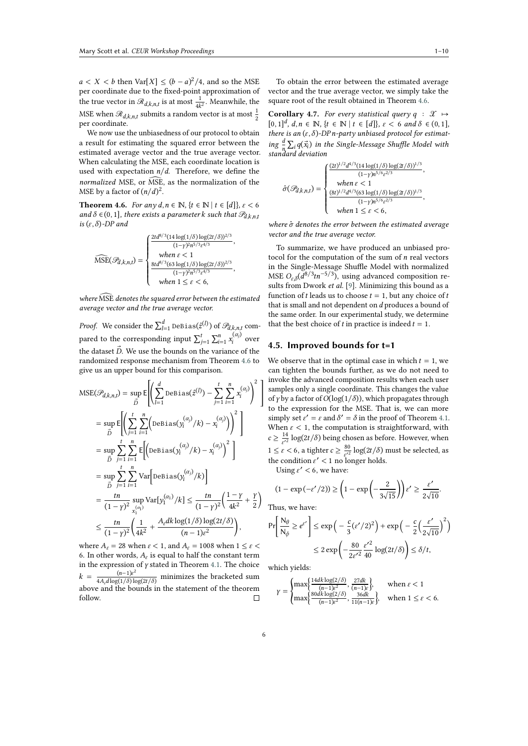$a < X < b$ then $\mathrm{Var}[X] \leq (b-a)^2/4$, and so the MSE per coordinate due to the fixed-point approximation of the true vector in $\mathcal{R}_{d,k,n,t}$ is at most $\frac{1}{4k^2}$. Meanwhile, the MSE when $\mathcal{R}_{d,k,n,t}$ submits a random vector is at most $\frac{1}{2}$ per coordinate.

We now use the unbiasedness of our protocol to obtain a result for estimating the squared error between the estimated average vector and the true average vector. When calculating the MSE, each coordinate location is used with expectation $n/d$. Therefore, we define the *normalized* MSE, or $\widehat{\mathrm{MSE}}$, as the normalization of the MSE by a factor of $(n/d)^2$.

**Theorem 4.6.** *For any $d, n \in \mathbb{N}$, $\{t \in \mathbb{N} \mid t \in [d]\}$, $\varepsilon < 6$ and $\delta \in (0,1]$, there exists a parameter $k$ such that $\mathcal{P}_{d,k,n,t}$ is $(\varepsilon,\delta)$-DP and*

$$\widehat{\mathrm{MSE}}(\mathcal{P}_{d,k,n,t}) = \begin{cases} \frac{2td^{8/3}(14\log(1/\delta)\log(2t/\delta))^{2/3}}{(1-\gamma)^2 n^{5/3}\varepsilon^{4/3}}, \\ \quad \text{when } \varepsilon < 1 \\ \frac{8td^{8/3}(63\log(1/\delta)\log(2t/\delta))^{2/3}}{(1-\gamma)^2 n^{5/3}\varepsilon^{4/3}}, \\ \quad \text{when } 1 \leq \varepsilon < 6, \end{cases}$$

*where $\widehat{\mathrm{MSE}}$ denotes the squared error between the estimated average vector and the true average vector.*

*Proof.* We consider the $\sum_{l=1}^{d} \mathtt{DeBias}(\hat{z}^{(l)})$ of $\mathcal{P}_{d,k,n,t}$ compared to the corresponding input $\sum_{j=1}^{t}\sum_{i=1}^{n} x_i^{(\alpha_j)}$ over the dataset $\vec{D}$. We use the bounds on the variance of the randomized response mechanism from Theorem 4.6 to give us an upper bound for this comparison.

$$\begin{aligned}
\mathrm{MSE}(\mathcal{P}_{d,k,n,t}) &= \sup_{\vec{D}} \mathsf{E}\left[\left(\sum_{l=1}^{d} \mathtt{DeBias}(\hat{z}^{(l)}) - \sum_{j=1}^{t}\sum_{i=1}^{n} x_i^{(\alpha_j)}\right)^2\right] \\
&= \sup_{\vec{D}} \mathsf{E}\left[\left(\sum_{j=1}^{t}\sum_{i=1}^{n}\left(\mathtt{DeBias}(y_i^{(\alpha_j)}/k) - x_i^{(\alpha_j)}\right)\right)^2\right] \\
&= \sup_{\vec{D}} \sum_{j=1}^{t}\sum_{i=1}^{n} \mathsf{E}\left[\left(\mathtt{DeBias}(y_i^{(\alpha_j)}/k) - x_i^{(\alpha_j)}\right)^2\right] \\
&= \sup_{\vec{D}} \sum_{j=1}^{t}\sum_{i=1}^{n} \mathrm{Var}\left[\mathtt{DeBias}(y_i^{(\alpha_j)}/k)\right] \\
&= \frac{tn}{(1-\gamma)^2} \sup_{x_1^{(\alpha_1)}} \mathrm{Var}[y_1^{(\alpha_1)}/k] \leq \frac{tn}{(1-\gamma)^2}\left(\frac{1-\gamma}{4k^2} + \frac{\gamma}{2}\right) \\
&\leq \frac{tn}{(1-\gamma)^2}\left(\frac{1}{4k^2} + \frac{A_\varepsilon dk\log(1/\delta)\log(2t/\delta)}{(n-1)\varepsilon^2}\right),
\end{aligned}$$

where $A_\varepsilon = 28$ when $\varepsilon < 1$, and $A_\varepsilon = 1008$ when $1 \leq \varepsilon < 6$. In other words, $A_\varepsilon$ is equal to half the constant term in the expression of $\gamma$ stated in Theorem 4.1. The choice $k = \frac{(n-1)\varepsilon^2}{4A_\varepsilon d\log(1/\delta)\log(2t/\delta)}$ minimizes the bracketed sum above and the bounds in the statement of the theorem follow. ☐

To obtain the error between the estimated average vector and the true average vector, we simply take the square root of the result obtained in Theorem 4.6.

**Corollary 4.7.** *For every statistical query $q : \mathcal{X} \mapsto [0,1]^d$, $d, n \in \mathbb{N}$, $\{t \in \mathbb{N} \mid t \in [d]\}$, $\varepsilon < 6$ and $\delta \in (0,1]$, there is an $(\varepsilon,\delta)$-DP $n$-party unbiased protocol for estimating $\frac{d}{n}\sum_i q(\vec{x}_i)$ in the Single-Message Shuffle Model with standard deviation*

$$\hat{\sigma}(\mathcal{P}_{d,k,n,t}) = \begin{cases} \frac{(2t)^{1/2}d^{4/3}(14\log(1/\delta)\log(2t/\delta))^{1/3}}{(1-\gamma)n^{5/6}\varepsilon^{2/3}}, \\ \quad \text{when } \varepsilon < 1 \\ \frac{(8t)^{1/2}d^{4/3}(63\log(1/\delta)\log(2t/\delta))^{1/3}}{(1-\gamma)n^{5/6}\varepsilon^{2/3}}, \\ \quad \text{when } 1 \leq \varepsilon < 6, \end{cases}$$

*where $\hat{\sigma}$ denotes the error between the estimated average vector and the true average vector.*

To summarize, we have produced an unbiased protocol for the computation of the sum of $n$ real vectors in the Single-Message Shuffle Model with normalized MSE $O_{\varepsilon,\delta}(d^{8/3}tn^{-5/3})$, using advanced composition results from Dwork *et al.* [9]. Minimizing this bound as a function of $t$ leads us to choose $t = 1$, but any choice of $t$ that is small and not dependent on $d$ produces a bound of the same order. In our experimental study, we determine that the best choice of $t$ in practice is indeed $t = 1$.

## 4.5. Improved bounds for t=1

We observe that in the optimal case in which $t = 1$, we can tighten the bounds further, as we do not need to invoke the advanced composition results when each user samples only a single coordinate. This changes the value of $\gamma$ by a factor of $O(\log(1/\delta))$, which propagates through to the expression for the MSE. That is, we can more simply set $\varepsilon' = \varepsilon$ and $\delta' = \delta$ in the proof of Theorem 4.1. When $\varepsilon < 1$, the computation is straightforward, with $c \geq \frac{14}{\varepsilon'^2}\log(2t/\delta)$ being chosen as before. However, when $1 \leq \varepsilon < 6$, a tighter $c \geq \frac{80}{\varepsilon'^2}\log(2t/\delta)$ must be selected, as the condition $\varepsilon' < 1$ no longer holds.

Using $\varepsilon' < 6$, we have:

$$(1 - \exp(-\varepsilon'/2)) \geq \left(1 - \exp\left(-\frac{2}{3\sqrt{15}}\right)\right)\varepsilon' \geq \frac{\varepsilon'}{2\sqrt{10}}.$$

Thus, we have:

$$\begin{aligned}
\Pr\left[\frac{\mathsf{N}_\theta}{\mathsf{N}_\phi} \geq e^{\varepsilon'}\right] &\leq \exp\left(-\frac{c}{3}(\varepsilon'/2)^2\right) + \exp\left(-\frac{c}{2}\left(\frac{\varepsilon'}{2\sqrt{10}}\right)^2\right) \\
&\leq 2\exp\left(-\frac{80}{2\varepsilon'^2}\frac{\varepsilon'^2}{40}\log(2t/\delta)\right) \leq \delta/t,
\end{aligned}$$

which yields:

$$\gamma = \begin{cases} \max\left\{\frac{14dk\log(2/\delta)}{(n-1)\varepsilon^2}, \frac{27dk}{(n-1)\varepsilon}\right\}, & \text{when } \varepsilon < 1 \\ \max\left\{\frac{80dk\log(2/\delta)}{(n-1)\varepsilon^2}, \frac{36dk}{11(n-1)\varepsilon}\right\}, & \text{when } 1 \leq \varepsilon < 6. \end{cases}$$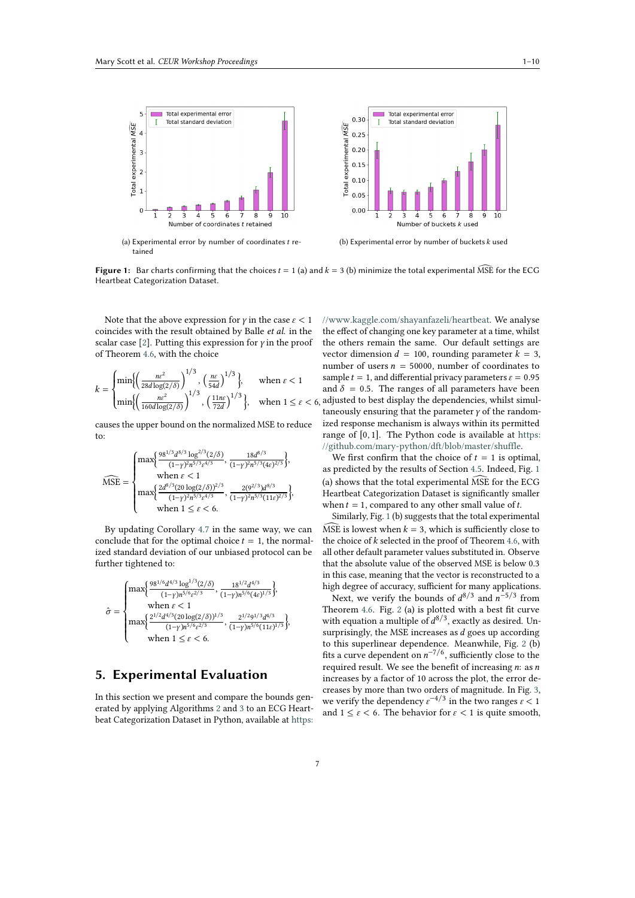(a) Experimental error by number of coordinates $t$ retained

(b) Experimental error by number of buckets $k$ used

**Figure 1:** Bar charts confirming that the choices $t = 1$ (a) and $k = 3$ (b) minimize the total experimental $\widehat{\text{MSE}}$ for the ECG Heartbeat Categorization Dataset.

Note that the above expression for $\gamma$ in the case $\varepsilon < 1$ coincides with the result obtained by Balle *et al.* in the scalar case [2]. Putting this expression for $\gamma$ in the proof of Theorem 4.6, with the choice

$$k = \begin{cases} \min\left\{\left(\frac{n\varepsilon^2}{28d\log(2/\delta)}\right)^{1/3}, \left(\frac{n\varepsilon}{54d}\right)^{1/3}\right\}, & \text{when } \varepsilon < 1 \\ \min\left\{\left(\frac{n\varepsilon^2}{160d\log(2/\delta)}\right)^{1/3}, \left(\frac{11n\varepsilon}{72d}\right)^{1/3}\right\}, & \text{when } 1 \leq \varepsilon < 6, \end{cases}$$

causes the upper bound on the normalized MSE to reduce to:

$$\widehat{\text{MSE}} = \begin{cases} \max\left\{\frac{98^{1/3}d^{8/3}\log^{2/3}(2/\delta)}{(1-\gamma)^2 n^{5/3}\varepsilon^{4/3}}, \frac{18d^{8/3}}{(1-\gamma)^2 n^{5/3}(4\varepsilon)^{2/3}}\right\}, \\ \quad \text{when } \varepsilon < 1 \\ \max\left\{\frac{2d^{8/3}(20\log(2/\delta))^{2/3}}{(1-\gamma)^2 n^{5/3}\varepsilon^{4/3}}, \frac{2(9^{2/3})d^{8/3}}{(1-\gamma)^2 n^{5/3}(11\varepsilon)^{2/3}}\right\}, \\ \quad \text{when } 1 \leq \varepsilon < 6. \end{cases}$$

By updating Corollary 4.7 in the same way, we can conclude that for the optimal choice $t = 1$, the normalized standard deviation of our unbiased protocol can be further tightened to:

$$\hat{\sigma} = \begin{cases} \max\left\{\frac{98^{1/6}d^{4/3}\log^{1/3}(2/\delta)}{(1-\gamma)n^{5/6}\varepsilon^{2/3}}, \frac{18^{1/2}d^{4/3}}{(1-\gamma)n^{5/6}(4\varepsilon)^{1/3}}\right\}, \\ \quad \text{when } \varepsilon < 1 \\ \max\left\{\frac{2^{1/2}d^{4/3}(20\log(2/\delta))^{1/3}}{(1-\gamma)n^{5/6}\varepsilon^{2/3}}, \frac{2^{1/2}9^{1/3}d^{4/3}}{(1-\gamma)n^{5/6}(11\varepsilon)^{1/3}}\right\}, \\ \quad \text{when } 1 \leq \varepsilon < 6. \end{cases}$$

## 5. Experimental Evaluation

In this section we present and compare the bounds generated by applying Algorithms 2 and 3 to an ECG Heartbeat Categorization Dataset in Python, available at https://www.kaggle.com/shayanfazeli/heartbeat. We analyse the effect of changing one key parameter at a time, whilst the others remain the same. Our default settings are vector dimension $d = 100$, rounding parameter $k = 3$, number of users $n = 50000$, number of coordinates to sample $t = 1$, and differential privacy parameters $\varepsilon = 0.95$ and $\delta = 0.5$. The ranges of all parameters have been adjusted to best display the dependencies, whilst simultaneously ensuring that the parameter $\gamma$ of the randomized response mechanism is always within its permitted range of $[0, 1]$. The Python code is available at https://github.com/mary-python/dft/blob/master/shuffle.

We first confirm that the choice of $t = 1$ is optimal, as predicted by the results of Section 4.5. Indeed, Fig. 1 (a) shows that the total experimental $\widehat{\text{MSE}}$ for the ECG Heartbeat Categorization Dataset is significantly smaller when $t = 1$, compared to any other small value of $t$.

Similarly, Fig. 1 (b) suggests that the total experimental $\widehat{\text{MSE}}$ is lowest when $k = 3$, which is sufficiently close to the choice of $k$ selected in the proof of Theorem 4.6, with all other default parameter values substituted in. Observe that the absolute value of the observed MSE is below 0.3 in this case, meaning that the vector is reconstructed to a high degree of accuracy, sufficient for many applications.

Next, we verify the bounds of $d^{8/3}$ and $n^{-5/3}$ from Theorem 4.6. Fig. 2 (a) is plotted with a best fit curve with equation a multiple of $d^{8/3}$, exactly as desired. Unsurprisingly, the MSE increases as $d$ goes up according to this superlinear dependence. Meanwhile, Fig. 2 (b) fits a curve dependent on $n^{-7/6}$, sufficiently close to the required result. We see the benefit of increasing $n$: as $n$ increases by a factor of 10 across the plot, the error decreases by more than two orders of magnitude. In Fig. 3, we verify the dependency $\varepsilon^{-4/3}$ in the two ranges $\varepsilon < 1$ and $1 \leq \varepsilon < 6$. The behavior for $\varepsilon < 1$ is quite smooth,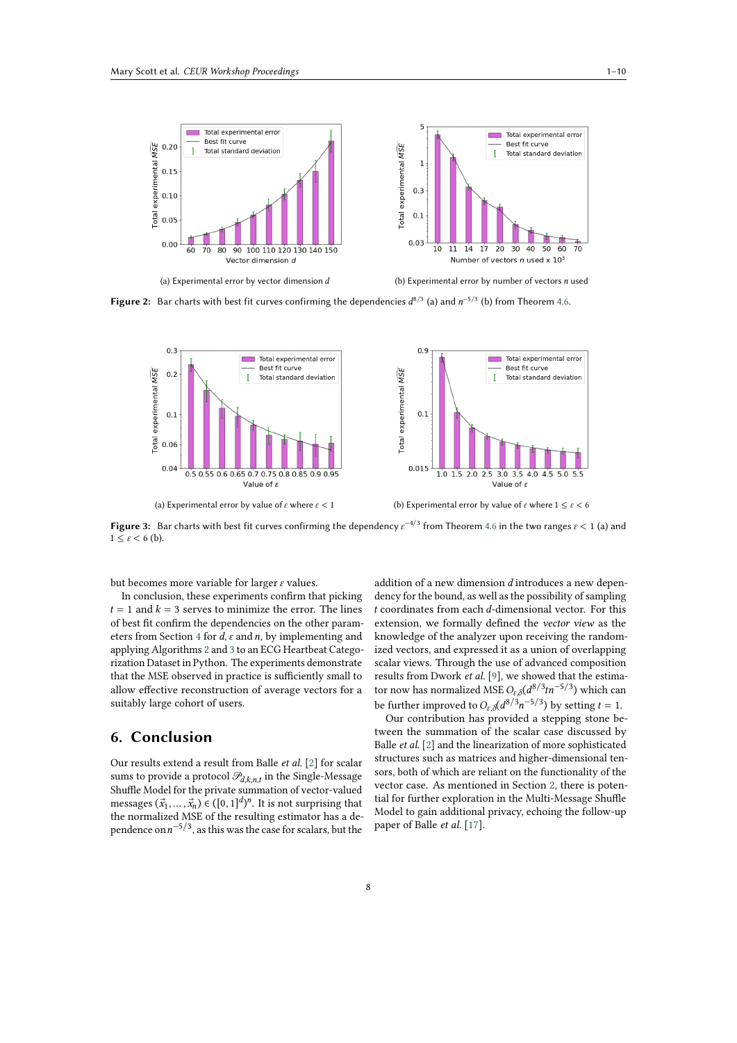(a) Experimental error by vector dimension $d$

(b) Experimental error by number of vectors $n$ used

**Figure 2:** Bar charts with best fit curves confirming the dependencies $d^{8/3}$ (a) and $n^{-5/3}$ (b) from Theorem 4.6.

(a) Experimental error by value of $\varepsilon$ where $\varepsilon < 1$

(b) Experimental error by value of $\varepsilon$ where $1 \leq \varepsilon < 6$

**Figure 3:** Bar charts with best fit curves confirming the dependency $\varepsilon^{-4/3}$ from Theorem 4.6 in the two ranges $\varepsilon < 1$ (a) and $1 \leq \varepsilon < 6$ (b).

but becomes more variable for larger $\varepsilon$ values.

In conclusion, these experiments confirm that picking $t = 1$ and $k = 3$ serves to minimize the error. The lines of best fit confirm the dependencies on the other parameters from Section 4 for $d$, $\varepsilon$ and $n$, by implementing and applying Algorithms 2 and 3 to an ECG Heartbeat Categorization Dataset in Python. The experiments demonstrate that the MSE observed in practice is sufficiently small to allow effective reconstruction of average vectors for a suitably large cohort of users.

## 6. Conclusion

Our results extend a result from Balle *et al.* [2] for scalar sums to provide a protocol $\mathscr{P}_{d,k,n,t}$ in the Single-Message Shuffle Model for the private summation of vector-valued messages $(\vec{x}_1, \ldots, \vec{x}_n) \in ([0,1]^d)^n$. It is not surprising that the normalized MSE of the resulting estimator has a dependence on $n^{-5/3}$, as this was the case for scalars, but the addition of a new dimension $d$ introduces a new dependency for the bound, as well as the possibility of sampling $t$ coordinates from each $d$-dimensional vector. For this extension, we formally defined the *vector view* as the knowledge of the analyzer upon receiving the randomized vectors, and expressed it as a union of overlapping scalar views. Through the use of advanced composition results from Dwork *et al.* [9], we showed that the estimator now has normalized MSE $O_{\varepsilon,\delta}(d^{8/3}tn^{-5/3})$ which can be further improved to $O_{\varepsilon,\delta}(d^{8/3}n^{-5/3})$ by setting $t = 1$.

Our contribution has provided a stepping stone between the summation of the scalar case discussed by Balle *et al.* [2] and the linearization of more sophisticated structures such as matrices and higher-dimensional tensors, both of which are reliant on the functionality of the vector case. As mentioned in Section 2, there is potential for further exploration in the Multi-Message Shuffle Model to gain additional privacy, echoing the follow-up paper of Balle *et al.* [17].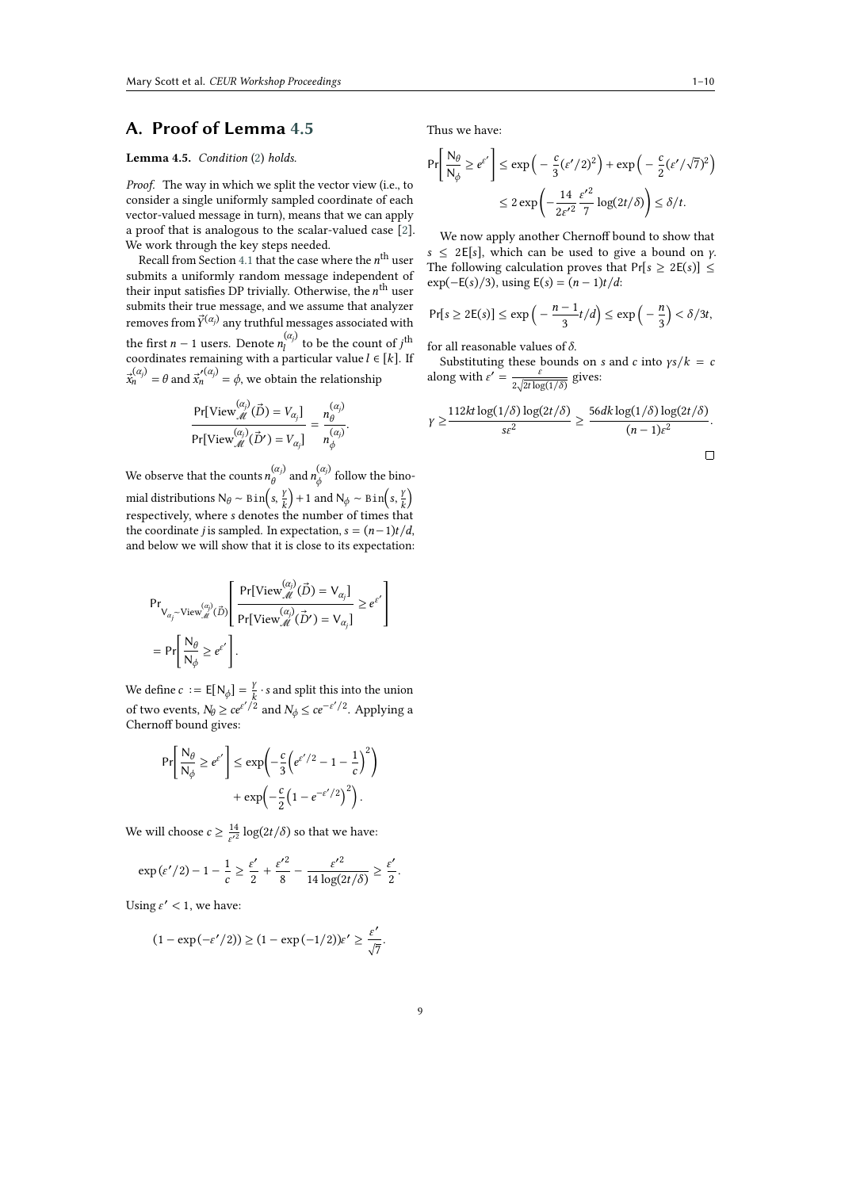## A. Proof of Lemma 4.5

**Lemma 4.5.** *Condition* (2) *holds.*

*Proof.* The way in which we split the vector view (i.e., to consider a single uniformly sampled coordinate of each vector-valued message in turn), means that we can apply a proof that is analogous to the scalar-valued case [2]. We work through the key steps needed.

Recall from Section 4.1 that the case where the $n^{\text{th}}$ user submits a uniformly random message independent of their input satisfies DP trivially. Otherwise, the $n^{\text{th}}$ user submits their true message, and we assume that analyzer removes from $\vec{Y}^{(\alpha_j)}$ any truthful messages associated with the first $n-1$ users. Denote $n_l^{(\alpha_j)}$ to be the count of $j^{\text{th}}$ coordinates remaining with a particular value $l \in [k]$. If $\vec{x}_n^{(\alpha_j)} = \theta$ and $\vec{x}_n'^{(\alpha_j)} = \phi$, we obtain the relationship

$$\frac{\Pr[\text{View}_{\mathcal{M}}^{(\alpha_j)}(\vec{D}) = V_{\alpha_j}]}{\Pr[\text{View}_{\mathcal{M}}^{(\alpha_j)}(\vec{D}') = V_{\alpha_j}]} = \frac{n_\theta^{(\alpha_j)}}{n_\phi^{(\alpha_j)}}.$$

We observe that the counts $n_\theta^{(\alpha_j)}$ and $n_\phi^{(\alpha_j)}$ follow the binomial distributions $\mathsf{N}_\theta \sim \texttt{Bin}\left(s, \frac{\gamma}{k}\right) + 1$ and $\mathsf{N}_\phi \sim \texttt{Bin}\left(s, \frac{\gamma}{k}\right)$ respectively, where $s$ denotes the number of times that the coordinate $j$ is sampled. In expectation, $s = (n-1)t/d$, and below we will show that it is close to its expectation:

$$\Pr_{\mathsf{V}_{\alpha_j} \sim \text{View}_{\mathcal{M}}^{(\alpha_j)}(\vec{D})}\left[\frac{\Pr[\text{View}_{\mathcal{M}}^{(\alpha_j)}(\vec{D}) = \mathsf{V}_{\alpha_j}]}{\Pr[\text{View}_{\mathcal{M}}^{(\alpha_j)}(\vec{D}') = \mathsf{V}_{\alpha_j}]} \geq e^{\varepsilon'}\right] = \Pr\left[\frac{\mathsf{N}_\theta}{\mathsf{N}_\phi} \geq e^{\varepsilon'}\right].$$

We define $c := \mathsf{E}[\mathsf{N}_\phi] = \frac{\gamma}{k} \cdot s$ and split this into the union of two events, $N_\theta \geq ce^{\varepsilon'/2}$ and $N_\phi \leq ce^{-\varepsilon'/2}$. Applying a Chernoff bound gives:

$$\Pr\left[\frac{\mathsf{N}_\theta}{\mathsf{N}_\phi} \geq e^{\varepsilon'}\right] \leq \exp\left(-\frac{c}{3}\left(e^{\varepsilon'/2} - 1 - \frac{1}{c}\right)^2\right) + \exp\left(-\frac{c}{2}\left(1 - e^{-\varepsilon'/2}\right)^2\right).$$

We will choose $c \geq \frac{14}{\varepsilon'^2}\log(2t/\delta)$ so that we have:

$$\exp(\varepsilon'/2) - 1 - \frac{1}{c} \geq \frac{\varepsilon'}{2} + \frac{\varepsilon'^2}{8} - \frac{\varepsilon'^2}{14\log(2t/\delta)} \geq \frac{\varepsilon'}{2}.$$

Using $\varepsilon' < 1$, we have:

$$(1 - \exp(-\varepsilon'/2)) \geq (1 - \exp(-1/2))\varepsilon' \geq \frac{\varepsilon'}{\sqrt{7}}.$$

Thus we have:

$$\Pr\left[\frac{\mathsf{N}_\theta}{\mathsf{N}_\phi} \geq e^{\varepsilon'}\right] \leq \exp\left(-\frac{c}{3}(\varepsilon'/2)^2\right) + \exp\left(-\frac{c}{2}(\varepsilon'/\sqrt{7})^2\right) \leq 2\exp\left(-\frac{14}{2\varepsilon'^2}\frac{\varepsilon'^2}{7}\log(2t/\delta)\right) \leq \delta/t.$$

We now apply another Chernoff bound to show that $s \leq 2\mathsf{E}[s]$, which can be used to give a bound on $\gamma$. The following calculation proves that $\Pr[s \geq 2\mathsf{E}(s)] \leq \exp(-\mathsf{E}(s)/3)$, using $\mathsf{E}(s) = (n-1)t/d$:

$$\Pr[s \geq 2\mathsf{E}(s)] \leq \exp\left(-\frac{n-1}{3}t/d\right) \leq \exp\left(-\frac{n}{3}\right) < \delta/3t,$$

for all reasonable values of $\delta$.

Substituting these bounds on $s$ and $c$ into $\gamma s/k = c$ along with $\varepsilon' = \frac{\varepsilon}{2\sqrt{2t\log(1/\delta)}}$ gives:

$$\gamma \geq \frac{112kt\log(1/\delta)\log(2t/\delta)}{s\varepsilon^2} \geq \frac{56dk\log(1/\delta)\log(2t/\delta)}{(n-1)\varepsilon^2}.$$

□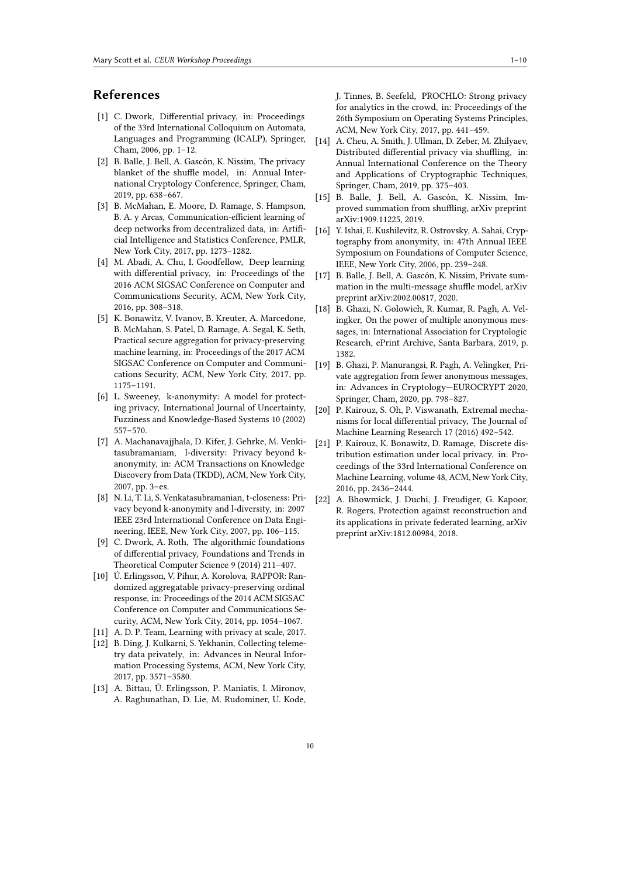## References

[1] C. Dwork, Differential privacy, in: Proceedings of the 33rd International Colloquium on Automata, Languages and Programming (ICALP), Springer, Cham, 2006, pp. 1–12.

[2] B. Balle, J. Bell, A. Gascón, K. Nissim, The privacy blanket of the shuffle model, in: Annual International Cryptology Conference, Springer, Cham, 2019, pp. 638–667.

[3] B. McMahan, E. Moore, D. Ramage, S. Hampson, B. A. y Arcas, Communication-efficient learning of deep networks from decentralized data, in: Artificial Intelligence and Statistics Conference, PMLR, New York City, 2017, pp. 1273–1282.

[4] M. Abadi, A. Chu, I. Goodfellow, Deep learning with differential privacy, in: Proceedings of the 2016 ACM SIGSAC Conference on Computer and Communications Security, ACM, New York City, 2016, pp. 308–318.

[5] K. Bonawitz, V. Ivanov, B. Kreuter, A. Marcedone, B. McMahan, S. Patel, D. Ramage, A. Segal, K. Seth, Practical secure aggregation for privacy-preserving machine learning, in: Proceedings of the 2017 ACM SIGSAC Conference on Computer and Communications Security, ACM, New York City, 2017, pp. 1175–1191.

[6] L. Sweeney, k-anonymity: A model for protecting privacy, International Journal of Uncertainty, Fuzziness and Knowledge-Based Systems 10 (2002) 557–570.

[7] A. Machanavajjhala, D. Kifer, J. Gehrke, M. Venkitasubramaniam, l-diversity: Privacy beyond k-anonymity, in: ACM Transactions on Knowledge Discovery from Data (TKDD), ACM, New York City, 2007, pp. 3–es.

[8] N. Li, T. Li, S. Venkatasubramanian, t-closeness: Privacy beyond k-anonymity and l-diversity, in: 2007 IEEE 23rd International Conference on Data Engineering, IEEE, New York City, 2007, pp. 106–115.

[9] C. Dwork, A. Roth, The algorithmic foundations of differential privacy, Foundations and Trends in Theoretical Computer Science 9 (2014) 211–407.

[10] Ú. Erlingsson, V. Pihur, A. Korolova, RAPPOR: Randomized aggregatable privacy-preserving ordinal response, in: Proceedings of the 2014 ACM SIGSAC Conference on Computer and Communications Security, ACM, New York City, 2014, pp. 1054–1067.

[11] A. D. P. Team, Learning with privacy at scale, 2017.

[12] B. Ding, J. Kulkarni, S. Yekhanin, Collecting telemetry data privately, in: Advances in Neural Information Processing Systems, ACM, New York City, 2017, pp. 3571–3580.

[13] A. Bittau, Ú. Erlingsson, P. Maniatis, I. Mironov, A. Raghunathan, D. Lie, M. Rudominer, U. Kode, J. Tinnes, B. Seefeld, PROCHLO: Strong privacy for analytics in the crowd, in: Proceedings of the 26th Symposium on Operating Systems Principles, ACM, New York City, 2017, pp. 441–459.

[14] A. Cheu, A. Smith, J. Ullman, D. Zeber, M. Zhilyaev, Distributed differential privacy via shuffling, in: Annual International Conference on the Theory and Applications of Cryptographic Techniques, Springer, Cham, 2019, pp. 375–403.

[15] B. Balle, J. Bell, A. Gascón, K. Nissim, Improved summation from shuffling, arXiv preprint arXiv:1909.11225, 2019.

[16] Y. Ishai, E. Kushilevitz, R. Ostrovsky, A. Sahai, Cryptography from anonymity, in: 47th Annual IEEE Symposium on Foundations of Computer Science, IEEE, New York City, 2006, pp. 239–248.

[17] B. Balle, J. Bell, A. Gascón, K. Nissim, Private summation in the multi-message shuffle model, arXiv preprint arXiv:2002.00817, 2020.

[18] B. Ghazi, N. Golowich, R. Kumar, R. Pagh, A. Velingker, On the power of multiple anonymous messages, in: International Association for Cryptologic Research, ePrint Archive, Santa Barbara, 2019, p. 1382.

[19] B. Ghazi, P. Manurangsi, R. Pagh, A. Velingker, Private aggregation from fewer anonymous messages, in: Advances in Cryptology—EUROCRYPT 2020, Springer, Cham, 2020, pp. 798–827.

[20] P. Kairouz, S. Oh, P. Viswanath, Extremal mechanisms for local differential privacy, The Journal of Machine Learning Research 17 (2016) 492–542.

[21] P. Kairouz, K. Bonawitz, D. Ramage, Discrete distribution estimation under local privacy, in: Proceedings of the 33rd International Conference on Machine Learning, volume 48, ACM, New York City, 2016, pp. 2436–2444.

[22] A. Bhowmick, J. Duchi, J. Freudiger, G. Kapoor, R. Rogers, Protection against reconstruction and its applications in private federated learning, arXiv preprint arXiv:1812.00984, 2018.